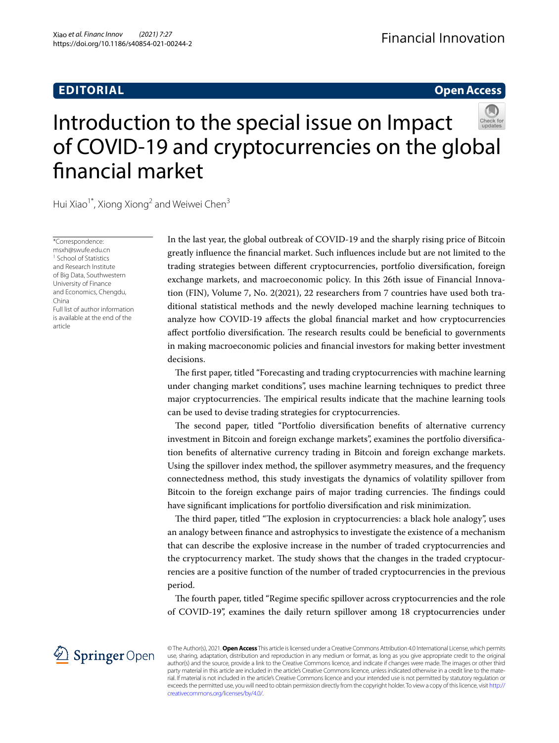EDITORIAL

Open Access

# Introduction to the special issue on Impact of COVID-19 and cryptocurrencies on the global financial market

Hui Xiao[1*], Xiong Xiong[2] and Weiwei Chen[3]

*Correspondence: msxh@swufe.edu.cn
[1] School of Statistics and Research Institute of Big Data, Southwestern University of Finance and Economics, Chengdu, China
Full list of author information is available at the end of the article

In the last year, the global outbreak of COVID-19 and the sharply rising price of Bitcoin greatly influence the financial market. Such influences include but are not limited to the trading strategies between different cryptocurrencies, portfolio diversification, foreign exchange markets, and macroeconomic policy. In this 26th issue of Financial Innovation (FIN), Volume 7, No. 2(2021), 22 researchers from 7 countries have used both traditional statistical methods and the newly developed machine learning techniques to analyze how COVID-19 affects the global financial market and how cryptocurrencies affect portfolio diversification. The research results could be beneficial to governments in making macroeconomic policies and financial investors for making better investment decisions.

The first paper, titled "Forecasting and trading cryptocurrencies with machine learning under changing market conditions", uses machine learning techniques to predict three major cryptocurrencies. The empirical results indicate that the machine learning tools can be used to devise trading strategies for cryptocurrencies.

The second paper, titled "Portfolio diversification benefits of alternative currency investment in Bitcoin and foreign exchange markets", examines the portfolio diversification benefits of alternative currency trading in Bitcoin and foreign exchange markets. Using the spillover index method, the spillover asymmetry measures, and the frequency connectedness method, this study investigats the dynamics of volatility spillover from Bitcoin to the foreign exchange pairs of major trading currencies. The findings could have significant implications for portfolio diversification and risk minimization.

The third paper, titled "The explosion in cryptocurrencies: a black hole analogy", uses an analogy between finance and astrophysics to investigate the existence of a mechanism that can describe the explosive increase in the number of traded cryptocurrencies and the cryptocurrency market. The study shows that the changes in the traded cryptocurrencies are a positive function of the number of traded cryptocurrencies in the previous period.

The fourth paper, titled "Regime specific spillover across cryptocurrencies and the role of COVID-19", examines the daily return spillover among 18 cryptocurrencies under

© The Author(s), 2021. **Open Access** This article is licensed under a Creative Commons Attribution 4.0 International License, which permits use, sharing, adaptation, distribution and reproduction in any medium or format, as long as you give appropriate credit to the original author(s) and the source, provide a link to the Creative Commons licence, and indicate if changes were made. The images or other third party material in this article are included in the article's Creative Commons licence, unless indicated otherwise in a credit line to the material. If material is not included in the article's Creative Commons licence and your intended use is not permitted by statutory regulation or exceeds the permitted use, you will need to obtain permission directly from the copyright holder. To view a copy of this licence, visit http://creativecommons.org/licenses/by/4.0/.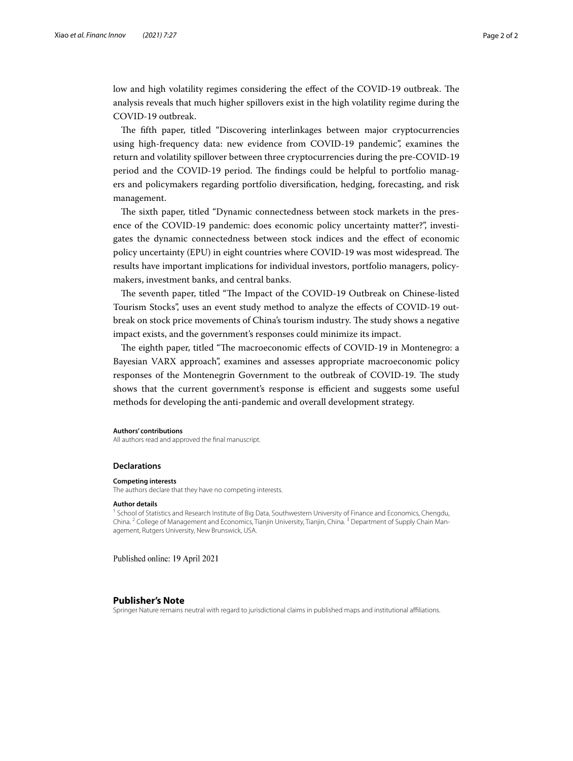low and high volatility regimes considering the effect of the COVID-19 outbreak. The analysis reveals that much higher spillovers exist in the high volatility regime during the COVID-19 outbreak.

The fifth paper, titled "Discovering interlinkages between major cryptocurrencies using high-frequency data: new evidence from COVID-19 pandemic", examines the return and volatility spillover between three cryptocurrencies during the pre-COVID-19 period and the COVID-19 period. The findings could be helpful to portfolio managers and policymakers regarding portfolio diversification, hedging, forecasting, and risk management.

The sixth paper, titled "Dynamic connectedness between stock markets in the presence of the COVID-19 pandemic: does economic policy uncertainty matter?", investigates the dynamic connectedness between stock indices and the effect of economic policy uncertainty (EPU) in eight countries where COVID-19 was most widespread. The results have important implications for individual investors, portfolio managers, policymakers, investment banks, and central banks.

The seventh paper, titled "The Impact of the COVID-19 Outbreak on Chinese-listed Tourism Stocks", uses an event study method to analyze the effects of COVID-19 outbreak on stock price movements of China's tourism industry. The study shows a negative impact exists, and the government's responses could minimize its impact.

The eighth paper, titled "The macroeconomic effects of COVID-19 in Montenegro: a Bayesian VARX approach", examines and assesses appropriate macroeconomic policy responses of the Montenegrin Government to the outbreak of COVID-19. The study shows that the current government's response is efficient and suggests some useful methods for developing the anti-pandemic and overall development strategy.

#### Authors' contributions

All authors read and approved the final manuscript.

### Declarations

#### Competing interests

The authors declare that they have no competing interests.

#### Author details

[1] School of Statistics and Research Institute of Big Data, Southwestern University of Finance and Economics, Chengdu, China. [2] College of Management and Economics, Tianjin University, Tianjin, China. [3] Department of Supply Chain Management, Rutgers University, New Brunswick, USA.

Published online: 19 April 2021

### Publisher's Note

Springer Nature remains neutral with regard to jurisdictional claims in published maps and institutional affiliations.